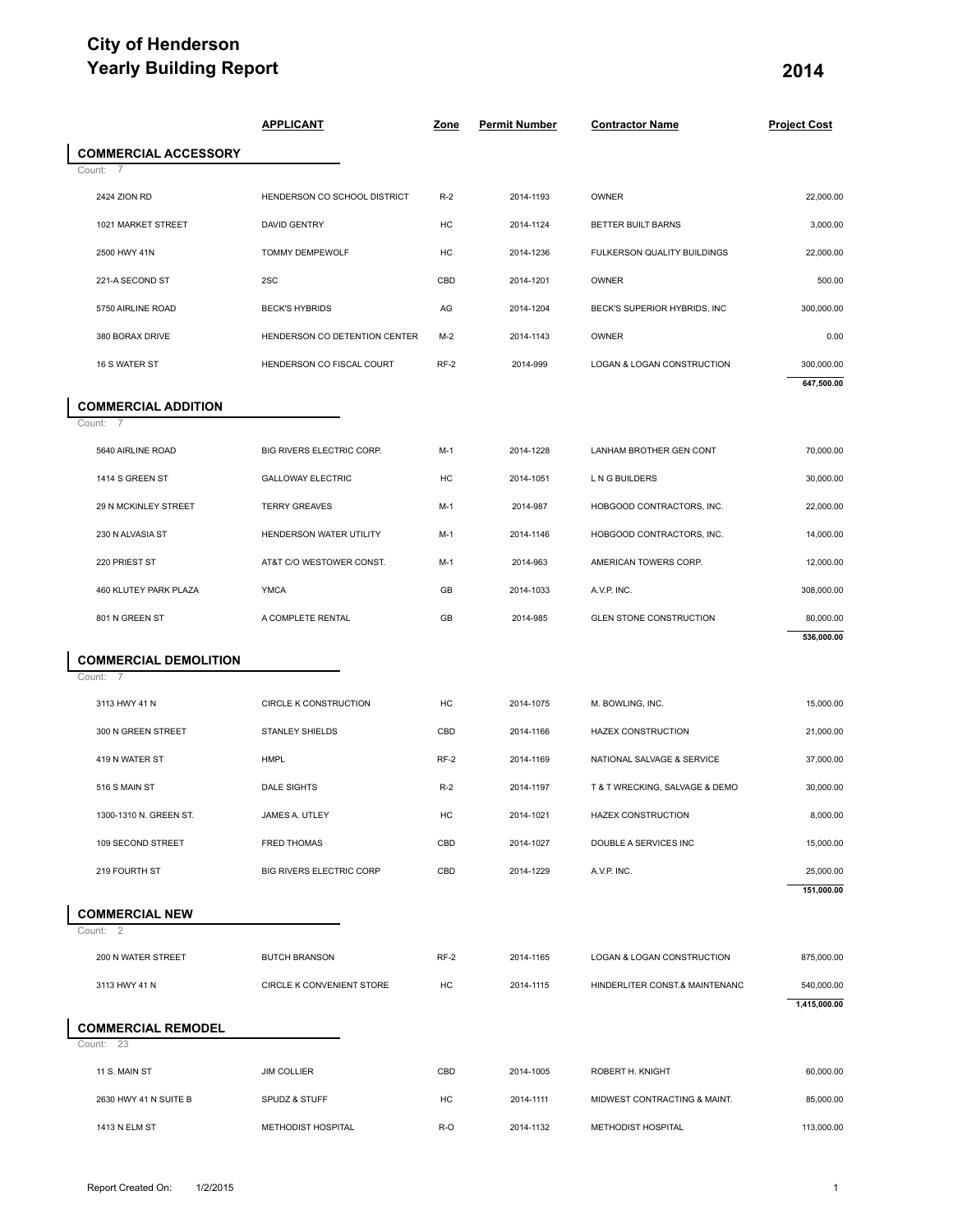# City of Henderson
# Yearly Building Report

**2014**

| | APPLICANT | Zone | Permit Number | Contractor Name | Project Cost |
|---|---|---|---|---|---|
| **COMMERCIAL ACCESSORY** | | | | | |
| Count: 7 | | | | | |
| 2424 ZION RD | HENDERSON CO SCHOOL DISTRICT | R-2 | 2014-1193 | OWNER | 22,000.00 |
| 1021 MARKET STREET | DAVID GENTRY | HC | 2014-1124 | BETTER BUILT BARNS | 3,000.00 |
| 2500 HWY 41N | TOMMY DEMPEWOLF | HC | 2014-1236 | FULKERSON QUALITY BUILDINGS | 22,000.00 |
| 221-A SECOND ST | 2SC | CBD | 2014-1201 | OWNER | 500.00 |
| 5750 AIRLINE ROAD | BECK'S HYBRIDS | AG | 2014-1204 | BECK'S SUPERIOR HYBRIDS, INC | 300,000.00 |
| 380 BORAX DRIVE | HENDERSON CO DETENTION CENTER | M-2 | 2014-1143 | OWNER | 0.00 |
| 16 S WATER ST | HENDERSON CO FISCAL COURT | RF-2 | 2014-999 | LOGAN & LOGAN CONSTRUCTION | 300,000.00 |
| | | | | | **647,500.00** |
| **COMMERCIAL ADDITION** | | | | | |
| Count: 7 | | | | | |
| 5640 AIRLINE ROAD | BIG RIVERS ELECTRIC CORP. | M-1 | 2014-1228 | LANHAM BROTHER GEN CONT | 70,000.00 |
| 1414 S GREEN ST | GALLOWAY ELECTRIC | HC | 2014-1051 | L N G BUILDERS | 30,000.00 |
| 29 N MCKINLEY STREET | TERRY GREAVES | M-1 | 2014-987 | HOBGOOD CONTRACTORS, INC. | 22,000.00 |
| 230 N ALVASIA ST | HENDERSON WATER UTILITY | M-1 | 2014-1146 | HOBGOOD CONTRACTORS, INC. | 14,000.00 |
| 220 PRIEST ST | AT&T C/O WESTOWER CONST. | M-1 | 2014-963 | AMERICAN TOWERS CORP. | 12,000.00 |
| 460 KLUTEY PARK PLAZA | YMCA | GB | 2014-1033 | A.V.P. INC. | 308,000.00 |
| 801 N GREEN ST | A COMPLETE RENTAL | GB | 2014-985 | GLEN STONE CONSTRUCTION | 80,000.00 |
| | | | | | **536,000.00** |
| **COMMERCIAL DEMOLITION** | | | | | |
| Count: 7 | | | | | |
| 3113 HWY 41 N | CIRCLE K CONSTRUCTION | HC | 2014-1075 | M. BOWLING, INC. | 15,000.00 |
| 300 N GREEN STREET | STANLEY SHIELDS | CBD | 2014-1166 | HAZEX CONSTRUCTION | 21,000.00 |
| 419 N WATER ST | HMPL | RF-2 | 2014-1169 | NATIONAL SALVAGE & SERVICE | 37,000.00 |
| 516 S MAIN ST | DALE SIGHTS | R-2 | 2014-1197 | T & T WRECKING, SALVAGE & DEMO | 30,000.00 |
| 1300-1310 N. GREEN ST. | JAMES A. UTLEY | HC | 2014-1021 | HAZEX CONSTRUCTION | 8,000.00 |
| 109 SECOND STREET | FRED THOMAS | CBD | 2014-1027 | DOUBLE A SERVICES INC | 15,000.00 |
| 219 FOURTH ST | BIG RIVERS ELECTRIC CORP | CBD | 2014-1229 | A.V.P. INC. | 25,000.00 |
| | | | | | **151,000.00** |
| **COMMERCIAL NEW** | | | | | |
| Count: 2 | | | | | |
| 200 N WATER STREET | BUTCH BRANSON | RF-2 | 2014-1165 | LOGAN & LOGAN CONSTRUCTION | 875,000.00 |
| 3113 HWY 41 N | CIRCLE K CONVENIENT STORE | HC | 2014-1115 | HINDERLITER CONST.& MAINTENANC | 540,000.00 |
| | | | | | **1,415,000.00** |
| **COMMERCIAL REMODEL** | | | | | |
| Count: 23 | | | | | |
| 11 S. MAIN ST | JIM COLLIER | CBD | 2014-1005 | ROBERT H. KNIGHT | 60,000.00 |
| 2630 HWY 41 N SUITE B | SPUDZ & STUFF | HC | 2014-1111 | MIDWEST CONTRACTING & MAINT. | 85,000.00 |
| 1413 N ELM ST | METHODIST HOSPITAL | R-O | 2014-1132 | METHODIST HOSPITAL | 113,000.00 |

Report Created On: 1/2/2015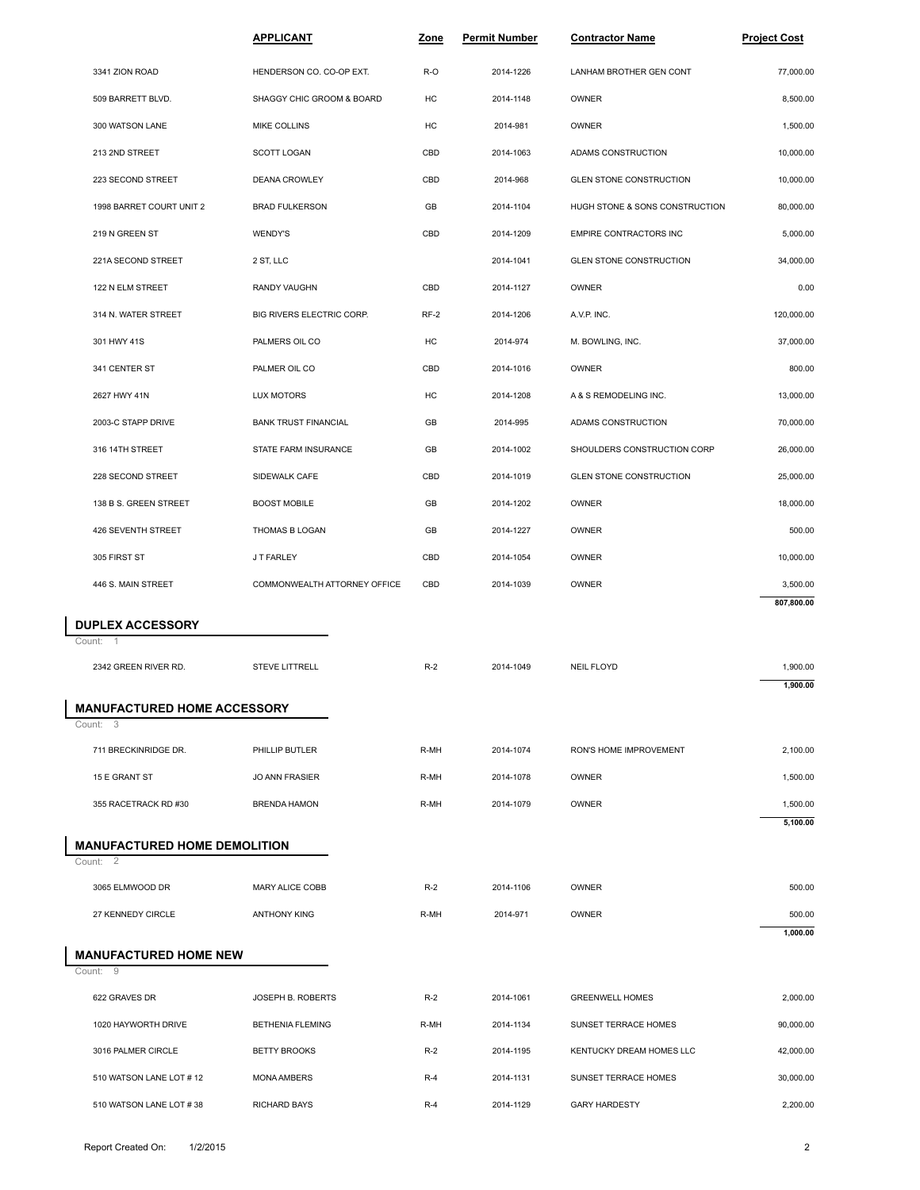| | APPLICANT | Zone | Permit Number | Contractor Name | Project Cost |
|---|---|---|---|---|---|
| 3341 ZION ROAD | HENDERSON CO. CO-OP EXT. | R-O | 2014-1226 | LANHAM BROTHER GEN CONT | 77,000.00 |
| 509 BARRETT BLVD. | SHAGGY CHIC GROOM & BOARD | HC | 2014-1148 | OWNER | 8,500.00 |
| 300 WATSON LANE | MIKE COLLINS | HC | 2014-981 | OWNER | 1,500.00 |
| 213 2ND STREET | SCOTT LOGAN | CBD | 2014-1063 | ADAMS CONSTRUCTION | 10,000.00 |
| 223 SECOND STREET | DEANA CROWLEY | CBD | 2014-968 | GLEN STONE CONSTRUCTION | 10,000.00 |
| 1998 BARRET COURT UNIT 2 | BRAD FULKERSON | GB | 2014-1104 | HUGH STONE & SONS CONSTRUCTION | 80,000.00 |
| 219 N GREEN ST | WENDY'S | CBD | 2014-1209 | EMPIRE CONTRACTORS INC | 5,000.00 |
| 221A SECOND STREET | 2 ST, LLC | | 2014-1041 | GLEN STONE CONSTRUCTION | 34,000.00 |
| 122 N ELM STREET | RANDY VAUGHN | CBD | 2014-1127 | OWNER | 0.00 |
| 314 N. WATER STREET | BIG RIVERS ELECTRIC CORP. | RF-2 | 2014-1206 | A.V.P. INC. | 120,000.00 |
| 301 HWY 41S | PALMERS OIL CO | HC | 2014-974 | M. BOWLING, INC. | 37,000.00 |
| 341 CENTER ST | PALMER OIL CO | CBD | 2014-1016 | OWNER | 800.00 |
| 2627 HWY 41N | LUX MOTORS | HC | 2014-1208 | A & S REMODELING INC. | 13,000.00 |
| 2003-C STAPP DRIVE | BANK TRUST FINANCIAL | GB | 2014-995 | ADAMS CONSTRUCTION | 70,000.00 |
| 316 14TH STREET | STATE FARM INSURANCE | GB | 2014-1002 | SHOULDERS CONSTRUCTION CORP | 26,000.00 |
| 228 SECOND STREET | SIDEWALK CAFE | CBD | 2014-1019 | GLEN STONE CONSTRUCTION | 25,000.00 |
| 138 B S. GREEN STREET | BOOST MOBILE | GB | 2014-1202 | OWNER | 18,000.00 |
| 426 SEVENTH STREET | THOMAS B LOGAN | GB | 2014-1227 | OWNER | 500.00 |
| 305 FIRST ST | J T FARLEY | CBD | 2014-1054 | OWNER | 10,000.00 |
| 446 S. MAIN STREET | COMMONWEALTH ATTORNEY OFFICE | CBD | 2014-1039 | OWNER | 3,500.00 |
| | | | | | **807,800.00** |

## DUPLEX ACCESSORY

Count: 1

| | | | | | |
|---|---|---|---|---|---|
| 2342 GREEN RIVER RD. | STEVE LITTRELL | R-2 | 2014-1049 | NEIL FLOYD | 1,900.00 |
| | | | | | **1,900.00** |

## MANUFACTURED HOME ACCESSORY

Count: 3

| | | | | | |
|---|---|---|---|---|---|
| 711 BRECKINRIDGE DR. | PHILLIP BUTLER | R-MH | 2014-1074 | RON'S HOME IMPROVEMENT | 2,100.00 |
| 15 E GRANT ST | JO ANN FRASIER | R-MH | 2014-1078 | OWNER | 1,500.00 |
| 355 RACETRACK RD #30 | BRENDA HAMON | R-MH | 2014-1079 | OWNER | 1,500.00 |
| | | | | | **5,100.00** |

## MANUFACTURED HOME DEMOLITION

Count: 2

| | | | | | |
|---|---|---|---|---|---|
| 3065 ELMWOOD DR | MARY ALICE COBB | R-2 | 2014-1106 | OWNER | 500.00 |
| 27 KENNEDY CIRCLE | ANTHONY KING | R-MH | 2014-971 | OWNER | 500.00 |
| | | | | | **1,000.00** |

## MANUFACTURED HOME NEW

Count: 9

| | | | | | |
|---|---|---|---|---|---|
| 622 GRAVES DR | JOSEPH B. ROBERTS | R-2 | 2014-1061 | GREENWELL HOMES | 2,000.00 |
| 1020 HAYWORTH DRIVE | BETHENIA FLEMING | R-MH | 2014-1134 | SUNSET TERRACE HOMES | 90,000.00 |
| 3016 PALMER CIRCLE | BETTY BROOKS | R-2 | 2014-1195 | KENTUCKY DREAM HOMES LLC | 42,000.00 |
| 510 WATSON LANE LOT # 12 | MONA AMBERS | R-4 | 2014-1131 | SUNSET TERRACE HOMES | 30,000.00 |
| 510 WATSON LANE LOT # 38 | RICHARD BAYS | R-4 | 2014-1129 | GARY HARDESTY | 2,200.00 |

Report Created On: 1/2/2015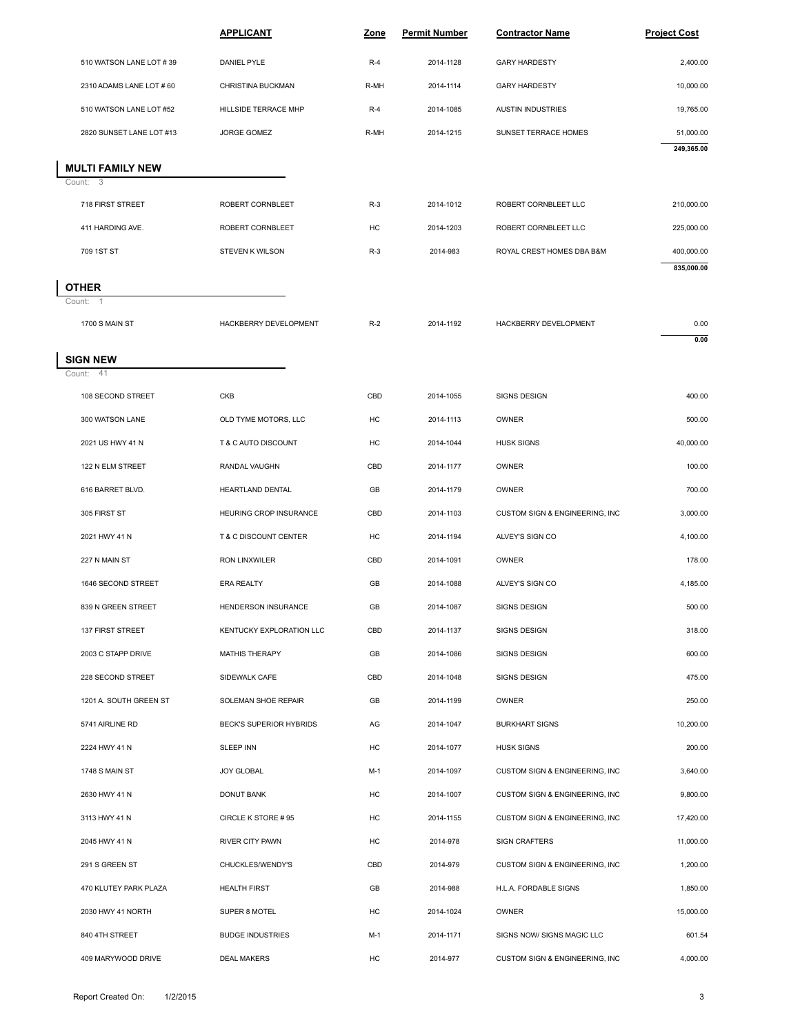| | APPLICANT | Zone | Permit Number | Contractor Name | Project Cost |
|---|---|---|---|---|---|
| 510 WATSON LANE LOT # 39 | DANIEL PYLE | R-4 | 2014-1128 | GARY HARDESTY | 2,400.00 |
| 2310 ADAMS LANE LOT # 60 | CHRISTINA BUCKMAN | R-MH | 2014-1114 | GARY HARDESTY | 10,000.00 |
| 510 WATSON LANE LOT #52 | HILLSIDE TERRACE MHP | R-4 | 2014-1085 | AUSTIN INDUSTRIES | 19,765.00 |
| 2820 SUNSET LANE LOT #13 | JORGE GOMEZ | R-MH | 2014-1215 | SUNSET TERRACE HOMES | 51,000.00 |
| | | | | | **249,365.00** |

## MULTI FAMILY NEW

Count: 3

| | | | | | |
|---|---|---|---|---|---|
| 718 FIRST STREET | ROBERT CORNBLEET | R-3 | 2014-1012 | ROBERT CORNBLEET LLC | 210,000.00 |
| 411 HARDING AVE. | ROBERT CORNBLEET | HC | 2014-1203 | ROBERT CORNBLEET LLC | 225,000.00 |
| 709 1ST ST | STEVEN K WILSON | R-3 | 2014-983 | ROYAL CREST HOMES DBA B&M | 400,000.00 |
| | | | | | **835,000.00** |

## OTHER

Count: 1

| | | | | | |
|---|---|---|---|---|---|
| 1700 S MAIN ST | HACKBERRY DEVELOPMENT | R-2 | 2014-1192 | HACKBERRY DEVELOPMENT | 0.00 |
| | | | | | **0.00** |

## SIGN NEW

Count: 41

| | | | | | |
|---|---|---|---|---|---|
| 108 SECOND STREET | CKB | CBD | 2014-1055 | SIGNS DESIGN | 400.00 |
| 300 WATSON LANE | OLD TYME MOTORS, LLC | HC | 2014-1113 | OWNER | 500.00 |
| 2021 US HWY 41 N | T & C AUTO DISCOUNT | HC | 2014-1044 | HUSK SIGNS | 40,000.00 |
| 122 N ELM STREET | RANDAL VAUGHN | CBD | 2014-1177 | OWNER | 100.00 |
| 616 BARRET BLVD. | HEARTLAND DENTAL | GB | 2014-1179 | OWNER | 700.00 |
| 305 FIRST ST | HEURING CROP INSURANCE | CBD | 2014-1103 | CUSTOM SIGN & ENGINEERING, INC | 3,000.00 |
| 2021 HWY 41 N | T & C DISCOUNT CENTER | HC | 2014-1194 | ALVEY'S SIGN CO | 4,100.00 |
| 227 N MAIN ST | RON LINXWILER | CBD | 2014-1091 | OWNER | 178.00 |
| 1646 SECOND STREET | ERA REALTY | GB | 2014-1088 | ALVEY'S SIGN CO | 4,185.00 |
| 839 N GREEN STREET | HENDERSON INSURANCE | GB | 2014-1087 | SIGNS DESIGN | 500.00 |
| 137 FIRST STREET | KENTUCKY EXPLORATION LLC | CBD | 2014-1137 | SIGNS DESIGN | 318.00 |
| 2003 C STAPP DRIVE | MATHIS THERAPY | GB | 2014-1086 | SIGNS DESIGN | 600.00 |
| 228 SECOND STREET | SIDEWALK CAFE | CBD | 2014-1048 | SIGNS DESIGN | 475.00 |
| 1201 A. SOUTH GREEN ST | SOLEMAN SHOE REPAIR | GB | 2014-1199 | OWNER | 250.00 |
| 5741 AIRLINE RD | BECK'S SUPERIOR HYBRIDS | AG | 2014-1047 | BURKHART SIGNS | 10,200.00 |
| 2224 HWY 41 N | SLEEP INN | HC | 2014-1077 | HUSK SIGNS | 200.00 |
| 1748 S MAIN ST | JOY GLOBAL | M-1 | 2014-1097 | CUSTOM SIGN & ENGINEERING, INC | 3,640.00 |
| 2630 HWY 41 N | DONUT BANK | HC | 2014-1007 | CUSTOM SIGN & ENGINEERING, INC | 9,800.00 |
| 3113 HWY 41 N | CIRCLE K STORE # 95 | HC | 2014-1155 | CUSTOM SIGN & ENGINEERING, INC | 17,420.00 |
| 2045 HWY 41 N | RIVER CITY PAWN | HC | 2014-978 | SIGN CRAFTERS | 11,000.00 |
| 291 S GREEN ST | CHUCKLES/WENDY'S | CBD | 2014-979 | CUSTOM SIGN & ENGINEERING, INC | 1,200.00 |
| 470 KLUTEY PARK PLAZA | HEALTH FIRST | GB | 2014-988 | H.L.A. FORDABLE SIGNS | 1,850.00 |
| 2030 HWY 41 NORTH | SUPER 8 MOTEL | HC | 2014-1024 | OWNER | 15,000.00 |
| 840 4TH STREET | BUDGE INDUSTRIES | M-1 | 2014-1171 | SIGNS NOW/ SIGNS MAGIC LLC | 601.54 |
| 409 MARYWOOD DRIVE | DEAL MAKERS | HC | 2014-977 | CUSTOM SIGN & ENGINEERING, INC | 4,000.00 |

Report Created On: 1/2/2015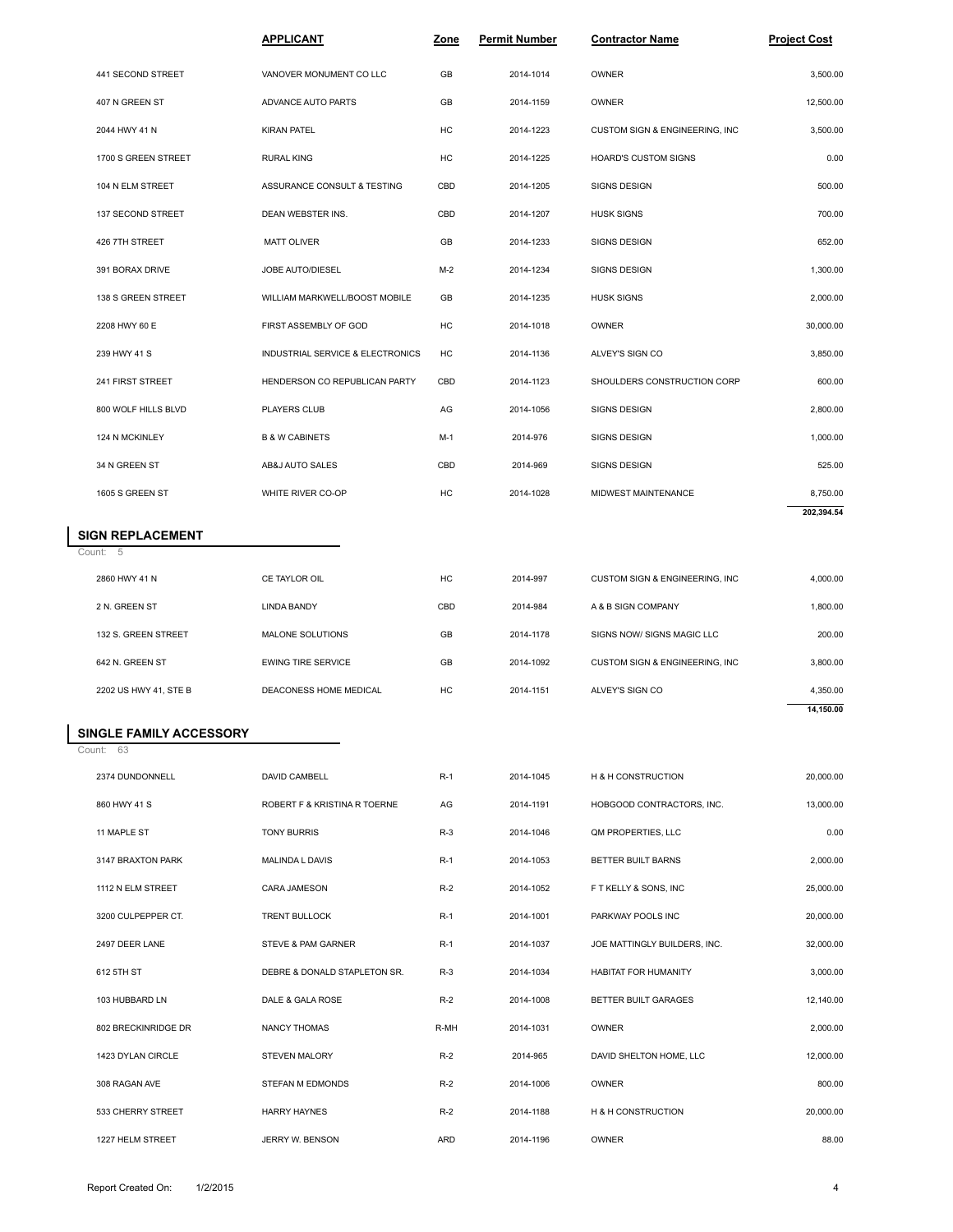| | APPLICANT | Zone | Permit Number | Contractor Name | Project Cost |
|---|---|---|---|---|---|
| 441 SECOND STREET | VANOVER MONUMENT CO LLC | GB | 2014-1014 | OWNER | 3,500.00 |
| 407 N GREEN ST | ADVANCE AUTO PARTS | GB | 2014-1159 | OWNER | 12,500.00 |
| 2044 HWY 41 N | KIRAN PATEL | HC | 2014-1223 | CUSTOM SIGN & ENGINEERING, INC | 3,500.00 |
| 1700 S GREEN STREET | RURAL KING | HC | 2014-1225 | HOARD'S CUSTOM SIGNS | 0.00 |
| 104 N ELM STREET | ASSURANCE CONSULT & TESTING | CBD | 2014-1205 | SIGNS DESIGN | 500.00 |
| 137 SECOND STREET | DEAN WEBSTER INS. | CBD | 2014-1207 | HUSK SIGNS | 700.00 |
| 426 7TH STREET | MATT OLIVER | GB | 2014-1233 | SIGNS DESIGN | 652.00 |
| 391 BORAX DRIVE | JOBE AUTO/DIESEL | M-2 | 2014-1234 | SIGNS DESIGN | 1,300.00 |
| 138 S GREEN STREET | WILLIAM MARKWELL/BOOST MOBILE | GB | 2014-1235 | HUSK SIGNS | 2,000.00 |
| 2208 HWY 60 E | FIRST ASSEMBLY OF GOD | HC | 2014-1018 | OWNER | 30,000.00 |
| 239 HWY 41 S | INDUSTRIAL SERVICE & ELECTRONICS | HC | 2014-1136 | ALVEY'S SIGN CO | 3,850.00 |
| 241 FIRST STREET | HENDERSON CO REPUBLICAN PARTY | CBD | 2014-1123 | SHOULDERS CONSTRUCTION CORP | 600.00 |
| 800 WOLF HILLS BLVD | PLAYERS CLUB | AG | 2014-1056 | SIGNS DESIGN | 2,800.00 |
| 124 N MCKINLEY | B & W CABINETS | M-1 | 2014-976 | SIGNS DESIGN | 1,000.00 |
| 34 N GREEN ST | AB&J AUTO SALES | CBD | 2014-969 | SIGNS DESIGN | 525.00 |
| 1605 S GREEN ST | WHITE RIVER CO-OP | HC | 2014-1028 | MIDWEST MAINTENANCE | 8,750.00 |
| | | | | | **202,394.54** |

## SIGN REPLACEMENT

Count: 5

| | | | | | |
|---|---|---|---|---|---|
| 2860 HWY 41 N | CE TAYLOR OIL | HC | 2014-997 | CUSTOM SIGN & ENGINEERING, INC | 4,000.00 |
| 2 N. GREEN ST | LINDA BANDY | CBD | 2014-984 | A & B SIGN COMPANY | 1,800.00 |
| 132 S. GREEN STREET | MALONE SOLUTIONS | GB | 2014-1178 | SIGNS NOW/ SIGNS MAGIC LLC | 200.00 |
| 642 N. GREEN ST | EWING TIRE SERVICE | GB | 2014-1092 | CUSTOM SIGN & ENGINEERING, INC | 3,800.00 |
| 2202 US HWY 41, STE B | DEACONESS HOME MEDICAL | HC | 2014-1151 | ALVEY'S SIGN CO | 4,350.00 |
| | | | | | **14,150.00** |

## SINGLE FAMILY ACCESSORY

Count: 63

| | | | | | |
|---|---|---|---|---|---|
| 2374 DUNDONNELL | DAVID CAMBELL | R-1 | 2014-1045 | H & H CONSTRUCTION | 20,000.00 |
| 860 HWY 41 S | ROBERT F & KRISTINA R TOERNE | AG | 2014-1191 | HOBGOOD CONTRACTORS, INC. | 13,000.00 |
| 11 MAPLE ST | TONY BURRIS | R-3 | 2014-1046 | QM PROPERTIES, LLC | 0.00 |
| 3147 BRAXTON PARK | MALINDA L DAVIS | R-1 | 2014-1053 | BETTER BUILT BARNS | 2,000.00 |
| 1112 N ELM STREET | CARA JAMESON | R-2 | 2014-1052 | F T KELLY & SONS, INC | 25,000.00 |
| 3200 CULPEPPER CT. | TRENT BULLOCK | R-1 | 2014-1001 | PARKWAY POOLS INC | 20,000.00 |
| 2497 DEER LANE | STEVE & PAM GARNER | R-1 | 2014-1037 | JOE MATTINGLY BUILDERS, INC. | 32,000.00 |
| 612 5TH ST | DEBRE & DONALD STAPLETON SR. | R-3 | 2014-1034 | HABITAT FOR HUMANITY | 3,000.00 |
| 103 HUBBARD LN | DALE & GALA ROSE | R-2 | 2014-1008 | BETTER BUILT GARAGES | 12,140.00 |
| 802 BRECKINRIDGE DR | NANCY THOMAS | R-MH | 2014-1031 | OWNER | 2,000.00 |
| 1423 DYLAN CIRCLE | STEVEN MALORY | R-2 | 2014-965 | DAVID SHELTON HOME, LLC | 12,000.00 |
| 308 RAGAN AVE | STEFAN M EDMONDS | R-2 | 2014-1006 | OWNER | 800.00 |
| 533 CHERRY STREET | HARRY HAYNES | R-2 | 2014-1188 | H & H CONSTRUCTION | 20,000.00 |
| 1227 HELM STREET | JERRY W. BENSON | ARD | 2014-1196 | OWNER | 88.00 |

Report Created On: 1/2/2015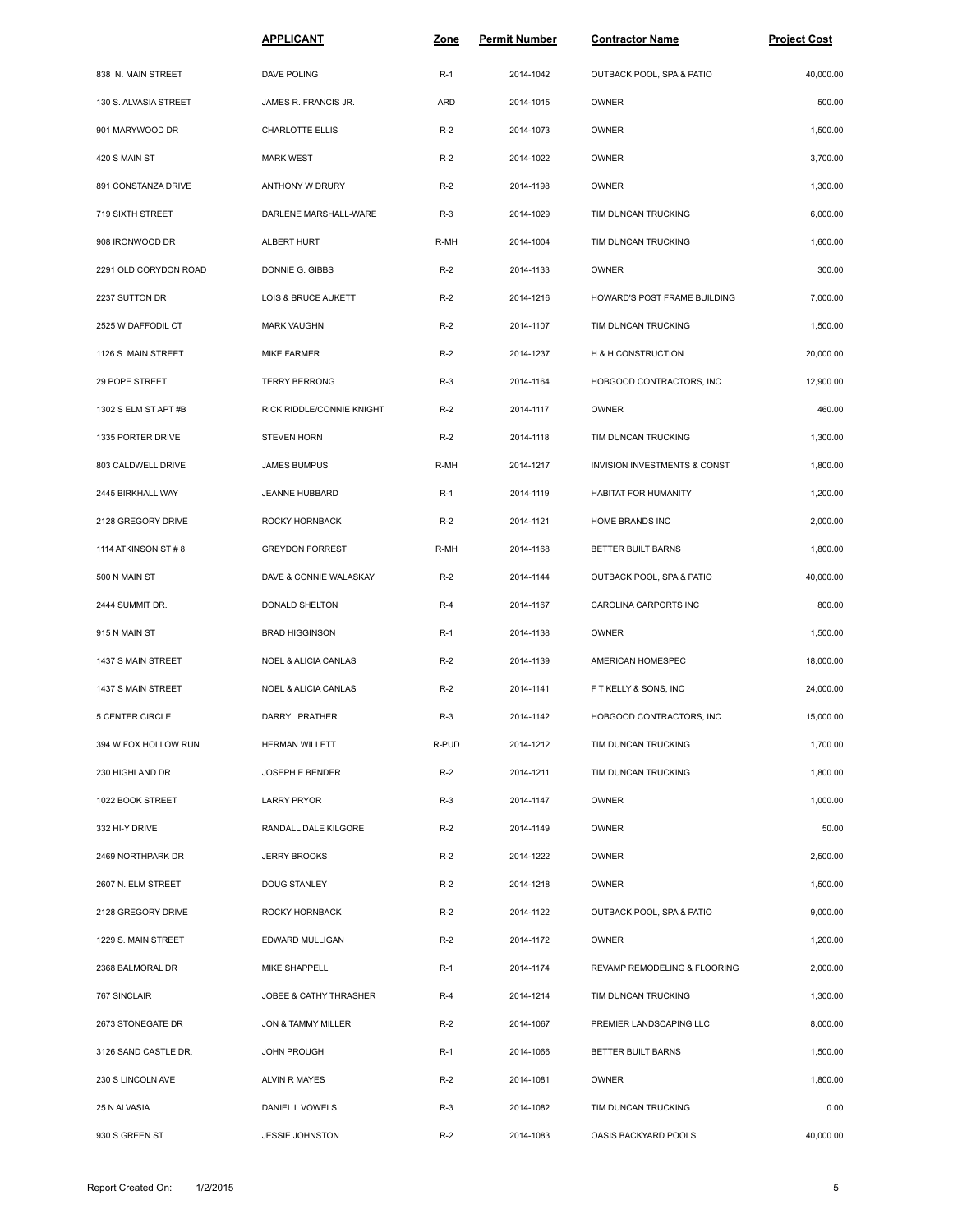| | APPLICANT | Zone | Permit Number | Contractor Name | Project Cost |
|---|---|---|---|---|---|
| 838 N. MAIN STREET | DAVE POLING | R-1 | 2014-1042 | OUTBACK POOL, SPA & PATIO | 40,000.00 |
| 130 S. ALVASIA STREET | JAMES R. FRANCIS JR. | ARD | 2014-1015 | OWNER | 500.00 |
| 901 MARYWOOD DR | CHARLOTTE ELLIS | R-2 | 2014-1073 | OWNER | 1,500.00 |
| 420 S MAIN ST | MARK WEST | R-2 | 2014-1022 | OWNER | 3,700.00 |
| 891 CONSTANZA DRIVE | ANTHONY W DRURY | R-2 | 2014-1198 | OWNER | 1,300.00 |
| 719 SIXTH STREET | DARLENE MARSHALL-WARE | R-3 | 2014-1029 | TIM DUNCAN TRUCKING | 6,000.00 |
| 908 IRONWOOD DR | ALBERT HURT | R-MH | 2014-1004 | TIM DUNCAN TRUCKING | 1,600.00 |
| 2291 OLD CORYDON ROAD | DONNIE G. GIBBS | R-2 | 2014-1133 | OWNER | 300.00 |
| 2237 SUTTON DR | LOIS & BRUCE AUKETT | R-2 | 2014-1216 | HOWARD'S POST FRAME BUILDING | 7,000.00 |
| 2525 W DAFFODIL CT | MARK VAUGHN | R-2 | 2014-1107 | TIM DUNCAN TRUCKING | 1,500.00 |
| 1126 S. MAIN STREET | MIKE FARMER | R-2 | 2014-1237 | H & H CONSTRUCTION | 20,000.00 |
| 29 POPE STREET | TERRY BERRONG | R-3 | 2014-1164 | HOBGOOD CONTRACTORS, INC. | 12,900.00 |
| 1302 S ELM ST APT #B | RICK RIDDLE/CONNIE KNIGHT | R-2 | 2014-1117 | OWNER | 460.00 |
| 1335 PORTER DRIVE | STEVEN HORN | R-2 | 2014-1118 | TIM DUNCAN TRUCKING | 1,300.00 |
| 803 CALDWELL DRIVE | JAMES BUMPUS | R-MH | 2014-1217 | INVISION INVESTMENTS & CONST | 1,800.00 |
| 2445 BIRKHALL WAY | JEANNE HUBBARD | R-1 | 2014-1119 | HABITAT FOR HUMANITY | 1,200.00 |
| 2128 GREGORY DRIVE | ROCKY HORNBACK | R-2 | 2014-1121 | HOME BRANDS INC | 2,000.00 |
| 1114 ATKINSON ST # 8 | GREYDON FORREST | R-MH | 2014-1168 | BETTER BUILT BARNS | 1,800.00 |
| 500 N MAIN ST | DAVE & CONNIE WALASKAY | R-2 | 2014-1144 | OUTBACK POOL, SPA & PATIO | 40,000.00 |
| 2444 SUMMIT DR. | DONALD SHELTON | R-4 | 2014-1167 | CAROLINA CARPORTS INC | 800.00 |
| 915 N MAIN ST | BRAD HIGGINSON | R-1 | 2014-1138 | OWNER | 1,500.00 |
| 1437 S MAIN STREET | NOEL & ALICIA CANLAS | R-2 | 2014-1139 | AMERICAN HOMESPEC | 18,000.00 |
| 1437 S MAIN STREET | NOEL & ALICIA CANLAS | R-2 | 2014-1141 | F T KELLY & SONS, INC | 24,000.00 |
| 5 CENTER CIRCLE | DARRYL PRATHER | R-3 | 2014-1142 | HOBGOOD CONTRACTORS, INC. | 15,000.00 |
| 394 W FOX HOLLOW RUN | HERMAN WILLETT | R-PUD | 2014-1212 | TIM DUNCAN TRUCKING | 1,700.00 |
| 230 HIGHLAND DR | JOSEPH E BENDER | R-2 | 2014-1211 | TIM DUNCAN TRUCKING | 1,800.00 |
| 1022 BOOK STREET | LARRY PRYOR | R-3 | 2014-1147 | OWNER | 1,000.00 |
| 332 HI-Y DRIVE | RANDALL DALE KILGORE | R-2 | 2014-1149 | OWNER | 50.00 |
| 2469 NORTHPARK DR | JERRY BROOKS | R-2 | 2014-1222 | OWNER | 2,500.00 |
| 2607 N. ELM STREET | DOUG STANLEY | R-2 | 2014-1218 | OWNER | 1,500.00 |
| 2128 GREGORY DRIVE | ROCKY HORNBACK | R-2 | 2014-1122 | OUTBACK POOL, SPA & PATIO | 9,000.00 |
| 1229 S. MAIN STREET | EDWARD MULLIGAN | R-2 | 2014-1172 | OWNER | 1,200.00 |
| 2368 BALMORAL DR | MIKE SHAPPELL | R-1 | 2014-1174 | REVAMP REMODELING & FLOORING | 2,000.00 |
| 767 SINCLAIR | JOBEE & CATHY THRASHER | R-4 | 2014-1214 | TIM DUNCAN TRUCKING | 1,300.00 |
| 2673 STONEGATE DR | JON & TAMMY MILLER | R-2 | 2014-1067 | PREMIER LANDSCAPING LLC | 8,000.00 |
| 3126 SAND CASTLE DR. | JOHN PROUGH | R-1 | 2014-1066 | BETTER BUILT BARNS | 1,500.00 |
| 230 S LINCOLN AVE | ALVIN R MAYES | R-2 | 2014-1081 | OWNER | 1,800.00 |
| 25 N ALVASIA | DANIEL L VOWELS | R-3 | 2014-1082 | TIM DUNCAN TRUCKING | 0.00 |
| 930 S GREEN ST | JESSIE JOHNSTON | R-2 | 2014-1083 | OASIS BACKYARD POOLS | 40,000.00 |

Report Created On: 1/2/2015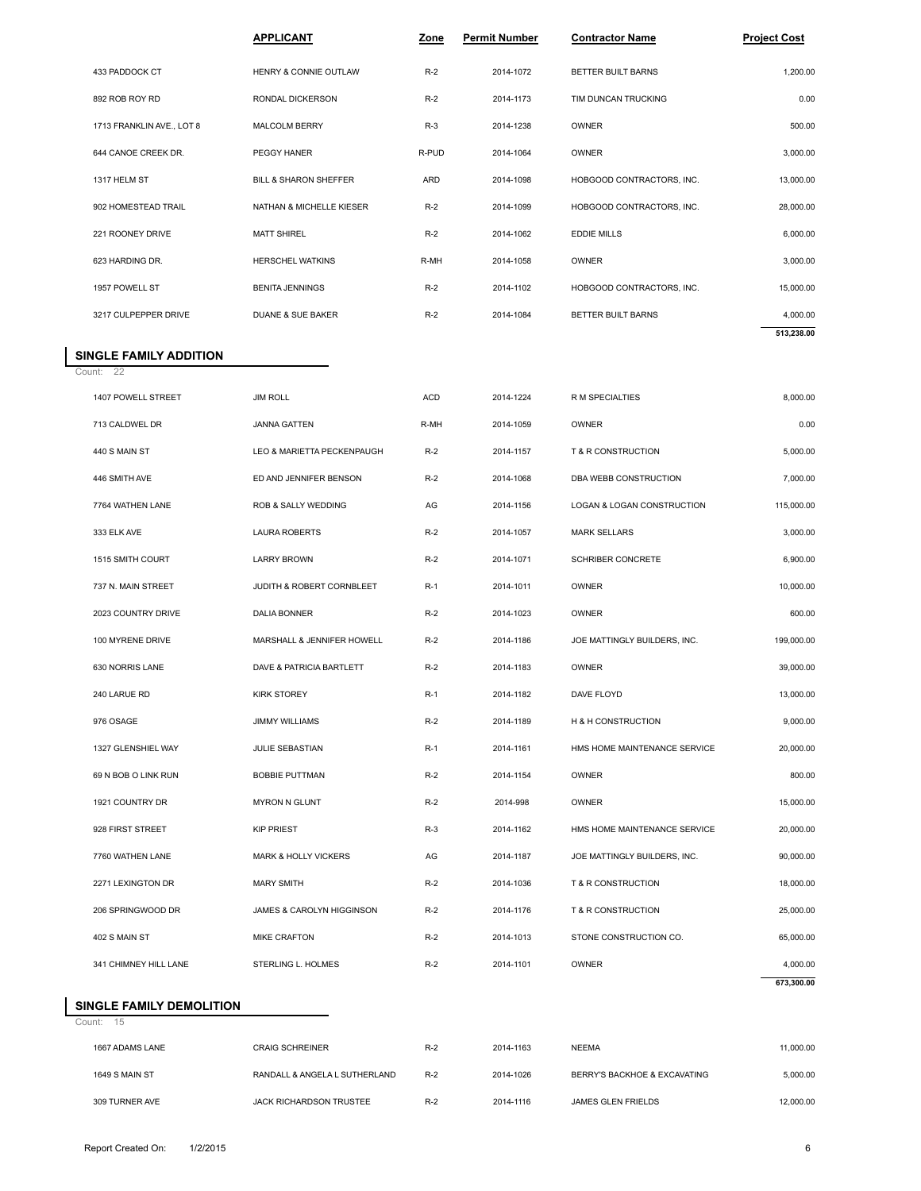| | APPLICANT | Zone | Permit Number | Contractor Name | Project Cost |
|---|---|---|---|---|---|
| 433 PADDOCK CT | HENRY & CONNIE OUTLAW | R-2 | 2014-1072 | BETTER BUILT BARNS | 1,200.00 |
| 892 ROB ROY RD | RONDAL DICKERSON | R-2 | 2014-1173 | TIM DUNCAN TRUCKING | 0.00 |
| 1713 FRANKLIN AVE., LOT 8 | MALCOLM BERRY | R-3 | 2014-1238 | OWNER | 500.00 |
| 644 CANOE CREEK DR. | PEGGY HANER | R-PUD | 2014-1064 | OWNER | 3,000.00 |
| 1317 HELM ST | BILL & SHARON SHEFFER | ARD | 2014-1098 | HOBGOOD CONTRACTORS, INC. | 13,000.00 |
| 902 HOMESTEAD TRAIL | NATHAN & MICHELLE KIESER | R-2 | 2014-1099 | HOBGOOD CONTRACTORS, INC. | 28,000.00 |
| 221 ROONEY DRIVE | MATT SHIREL | R-2 | 2014-1062 | EDDIE MILLS | 6,000.00 |
| 623 HARDING DR. | HERSCHEL WATKINS | R-MH | 2014-1058 | OWNER | 3,000.00 |
| 1957 POWELL ST | BENITA JENNINGS | R-2 | 2014-1102 | HOBGOOD CONTRACTORS, INC. | 15,000.00 |
| 3217 CULPEPPER DRIVE | DUANE & SUE BAKER | R-2 | 2014-1084 | BETTER BUILT BARNS | 4,000.00 |
| | | | | | **513,238.00** |

## SINGLE FAMILY ADDITION

Count: 22

| | | | | | |
|---|---|---|---|---|---|
| 1407 POWELL STREET | JIM ROLL | ACD | 2014-1224 | R M SPECIALTIES | 8,000.00 |
| 713 CALDWEL DR | JANNA GATTEN | R-MH | 2014-1059 | OWNER | 0.00 |
| 440 S MAIN ST | LEO & MARIETTA PECKENPAUGH | R-2 | 2014-1157 | T & R CONSTRUCTION | 5,000.00 |
| 446 SMITH AVE | ED AND JENNIFER BENSON | R-2 | 2014-1068 | DBA WEBB CONSTRUCTION | 7,000.00 |
| 7764 WATHEN LANE | ROB & SALLY WEDDING | AG | 2014-1156 | LOGAN & LOGAN CONSTRUCTION | 115,000.00 |
| 333 ELK AVE | LAURA ROBERTS | R-2 | 2014-1057 | MARK SELLARS | 3,000.00 |
| 1515 SMITH COURT | LARRY BROWN | R-2 | 2014-1071 | SCHRIBER CONCRETE | 6,900.00 |
| 737 N. MAIN STREET | JUDITH & ROBERT CORNBLEET | R-1 | 2014-1011 | OWNER | 10,000.00 |
| 2023 COUNTRY DRIVE | DALIA BONNER | R-2 | 2014-1023 | OWNER | 600.00 |
| 100 MYRENE DRIVE | MARSHALL & JENNIFER HOWELL | R-2 | 2014-1186 | JOE MATTINGLY BUILDERS, INC. | 199,000.00 |
| 630 NORRIS LANE | DAVE & PATRICIA BARTLETT | R-2 | 2014-1183 | OWNER | 39,000.00 |
| 240 LARUE RD | KIRK STOREY | R-1 | 2014-1182 | DAVE FLOYD | 13,000.00 |
| 976 OSAGE | JIMMY WILLIAMS | R-2 | 2014-1189 | H & H CONSTRUCTION | 9,000.00 |
| 1327 GLENSHIEL WAY | JULIE SEBASTIAN | R-1 | 2014-1161 | HMS HOME MAINTENANCE SERVICE | 20,000.00 |
| 69 N BOB O LINK RUN | BOBBIE PUTTMAN | R-2 | 2014-1154 | OWNER | 800.00 |
| 1921 COUNTRY DR | MYRON N GLUNT | R-2 | 2014-998 | OWNER | 15,000.00 |
| 928 FIRST STREET | KIP PRIEST | R-3 | 2014-1162 | HMS HOME MAINTENANCE SERVICE | 20,000.00 |
| 7760 WATHEN LANE | MARK & HOLLY VICKERS | AG | 2014-1187 | JOE MATTINGLY BUILDERS, INC. | 90,000.00 |
| 2271 LEXINGTON DR | MARY SMITH | R-2 | 2014-1036 | T & R CONSTRUCTION | 18,000.00 |
| 206 SPRINGWOOD DR | JAMES & CAROLYN HIGGINSON | R-2 | 2014-1176 | T & R CONSTRUCTION | 25,000.00 |
| 402 S MAIN ST | MIKE CRAFTON | R-2 | 2014-1013 | STONE CONSTRUCTION CO. | 65,000.00 |
| 341 CHIMNEY HILL LANE | STERLING L. HOLMES | R-2 | 2014-1101 | OWNER | 4,000.00 |
| | | | | | **673,300.00** |

## SINGLE FAMILY DEMOLITION

Count: 15

| | | | | | |
|---|---|---|---|---|---|
| 1667 ADAMS LANE | CRAIG SCHREINER | R-2 | 2014-1163 | NEEMA | 11,000.00 |
| 1649 S MAIN ST | RANDALL & ANGELA L SUTHERLAND | R-2 | 2014-1026 | BERRY'S BACKHOE & EXCAVATING | 5,000.00 |
| 309 TURNER AVE | JACK RICHARDSON TRUSTEE | R-2 | 2014-1116 | JAMES GLEN FRIELDS | 12,000.00 |

Report Created On: 1/2/2015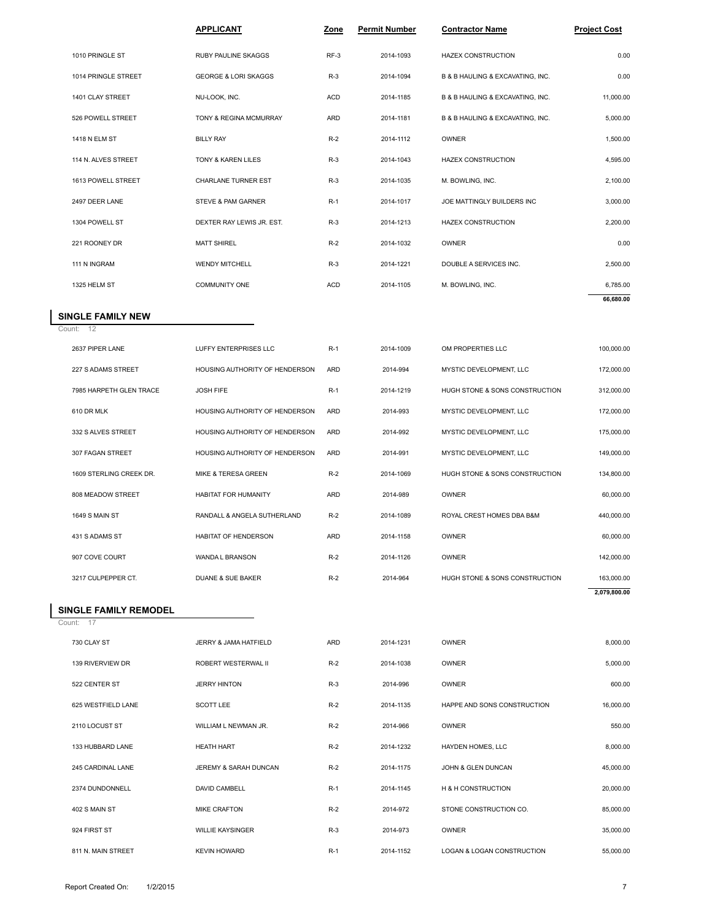| | APPLICANT | Zone | Permit Number | Contractor Name | Project Cost |
|---|---|---|---|---|---|
| 1010 PRINGLE ST | RUBY PAULINE SKAGGS | RF-3 | 2014-1093 | HAZEX CONSTRUCTION | 0.00 |
| 1014 PRINGLE STREET | GEORGE & LORI SKAGGS | R-3 | 2014-1094 | B & B HAULING & EXCAVATING, INC. | 0.00 |
| 1401 CLAY STREET | NU-LOOK, INC. | ACD | 2014-1185 | B & B HAULING & EXCAVATING, INC. | 11,000.00 |
| 526 POWELL STREET | TONY & REGINA MCMURRAY | ARD | 2014-1181 | B & B HAULING & EXCAVATING, INC. | 5,000.00 |
| 1418 N ELM ST | BILLY RAY | R-2 | 2014-1112 | OWNER | 1,500.00 |
| 114 N. ALVES STREET | TONY & KAREN LILES | R-3 | 2014-1043 | HAZEX CONSTRUCTION | 4,595.00 |
| 1613 POWELL STREET | CHARLANE TURNER EST | R-3 | 2014-1035 | M. BOWLING, INC. | 2,100.00 |
| 2497 DEER LANE | STEVE & PAM GARNER | R-1 | 2014-1017 | JOE MATTINGLY BUILDERS INC | 3,000.00 |
| 1304 POWELL ST | DEXTER RAY LEWIS JR. EST. | R-3 | 2014-1213 | HAZEX CONSTRUCTION | 2,200.00 |
| 221 ROONEY DR | MATT SHIREL | R-2 | 2014-1032 | OWNER | 0.00 |
| 111 N INGRAM | WENDY MITCHELL | R-3 | 2014-1221 | DOUBLE A SERVICES INC. | 2,500.00 |
| 1325 HELM ST | COMMUNITY ONE | ACD | 2014-1105 | M. BOWLING, INC. | 6,785.00 |
| | | | | | **66,680.00** |

## SINGLE FAMILY NEW

Count: 12

| | | | | | |
|---|---|---|---|---|---|
| 2637 PIPER LANE | LUFFY ENTERPRISES LLC | R-1 | 2014-1009 | OM PROPERTIES LLC | 100,000.00 |
| 227 S ADAMS STREET | HOUSING AUTHORITY OF HENDERSON | ARD | 2014-994 | MYSTIC DEVELOPMENT, LLC | 172,000.00 |
| 7985 HARPETH GLEN TRACE | JOSH FIFE | R-1 | 2014-1219 | HUGH STONE & SONS CONSTRUCTION | 312,000.00 |
| 610 DR MLK | HOUSING AUTHORITY OF HENDERSON | ARD | 2014-993 | MYSTIC DEVELOPMENT, LLC | 172,000.00 |
| 332 S ALVES STREET | HOUSING AUTHORITY OF HENDERSON | ARD | 2014-992 | MYSTIC DEVELOPMENT, LLC | 175,000.00 |
| 307 FAGAN STREET | HOUSING AUTHORITY OF HENDERSON | ARD | 2014-991 | MYSTIC DEVELOPMENT, LLC | 149,000.00 |
| 1609 STERLING CREEK DR. | MIKE & TERESA GREEN | R-2 | 2014-1069 | HUGH STONE & SONS CONSTRUCTION | 134,800.00 |
| 808 MEADOW STREET | HABITAT FOR HUMANITY | ARD | 2014-989 | OWNER | 60,000.00 |
| 1649 S MAIN ST | RANDALL & ANGELA SUTHERLAND | R-2 | 2014-1089 | ROYAL CREST HOMES DBA B&M | 440,000.00 |
| 431 S ADAMS ST | HABITAT OF HENDERSON | ARD | 2014-1158 | OWNER | 60,000.00 |
| 907 COVE COURT | WANDA L BRANSON | R-2 | 2014-1126 | OWNER | 142,000.00 |
| 3217 CULPEPPER CT. | DUANE & SUE BAKER | R-2 | 2014-964 | HUGH STONE & SONS CONSTRUCTION | 163,000.00 |
| | | | | | **2,079,800.00** |

## SINGLE FAMILY REMODEL

Count: 17

| | | | | | |
|---|---|---|---|---|---|
| 730 CLAY ST | JERRY & JAMA HATFIELD | ARD | 2014-1231 | OWNER | 8,000.00 |
| 139 RIVERVIEW DR | ROBERT WESTERWAL II | R-2 | 2014-1038 | OWNER | 5,000.00 |
| 522 CENTER ST | JERRY HINTON | R-3 | 2014-996 | OWNER | 600.00 |
| 625 WESTFIELD LANE | SCOTT LEE | R-2 | 2014-1135 | HAPPE AND SONS CONSTRUCTION | 16,000.00 |
| 2110 LOCUST ST | WILLIAM L NEWMAN JR. | R-2 | 2014-966 | OWNER | 550.00 |
| 133 HUBBARD LANE | HEATH HART | R-2 | 2014-1232 | HAYDEN HOMES, LLC | 8,000.00 |
| 245 CARDINAL LANE | JEREMY & SARAH DUNCAN | R-2 | 2014-1175 | JOHN & GLEN DUNCAN | 45,000.00 |
| 2374 DUNDONNELL | DAVID CAMBELL | R-1 | 2014-1145 | H & H CONSTRUCTION | 20,000.00 |
| 402 S MAIN ST | MIKE CRAFTON | R-2 | 2014-972 | STONE CONSTRUCTION CO. | 85,000.00 |
| 924 FIRST ST | WILLIE KAYSINGER | R-3 | 2014-973 | OWNER | 35,000.00 |
| 811 N. MAIN STREET | KEVIN HOWARD | R-1 | 2014-1152 | LOGAN & LOGAN CONSTRUCTION | 55,000.00 |

Report Created On: 1/2/2015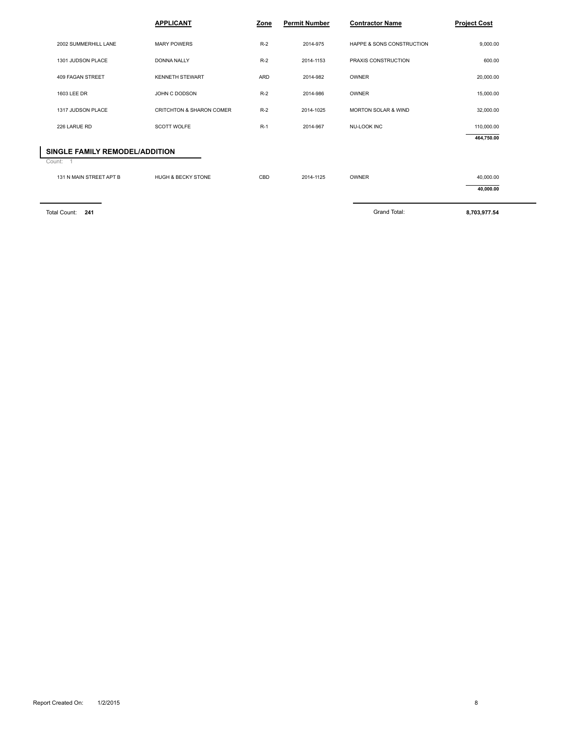| | APPLICANT | Zone | Permit Number | Contractor Name | Project Cost |
|---|---|---|---|---|---|
| 2002 SUMMERHILL LANE | MARY POWERS | R-2 | 2014-975 | HAPPE & SONS CONSTRUCTION | 9,000.00 |
| 1301 JUDSON PLACE | DONNA NALLY | R-2 | 2014-1153 | PRAXIS CONSTRUCTION | 600.00 |
| 409 FAGAN STREET | KENNETH STEWART | ARD | 2014-982 | OWNER | 20,000.00 |
| 1603 LEE DR | JOHN C DODSON | R-2 | 2014-986 | OWNER | 15,000.00 |
| 1317 JUDSON PLACE | CRITCHTON & SHARON COMER | R-2 | 2014-1025 | MORTON SOLAR & WIND | 32,000.00 |
| 226 LARUE RD | SCOTT WOLFE | R-1 | 2014-967 | NU-LOOK INC | 110,000.00 |
| | | | | | **464,750.00** |

## SINGLE FAMILY REMODEL/ADDITION

Count: 1

| | | | | | |
|---|---|---|---|---|---|
| 131 N MAIN STREET APT B | HUGH & BECKY STONE | CBD | 2014-1125 | OWNER | 40,000.00 |
| | | | | | **40,000.00** |

Total Count: **241**

Grand Total: **8,703,977.54**

Report Created On: 1/2/2015